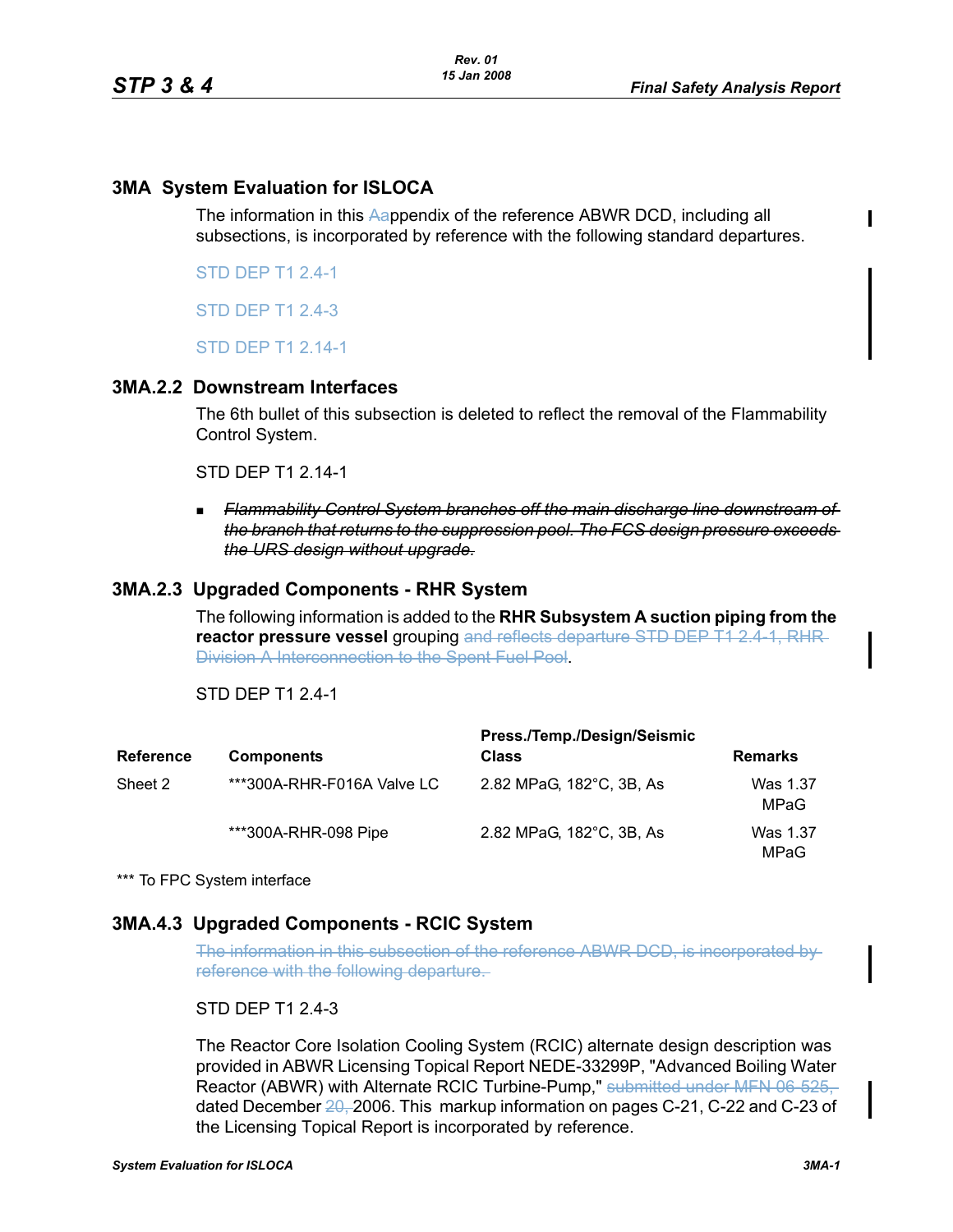## 3MA System Evaluation for ISLOCA

The information in this Aappendix of the reference ABWR DCD, including all subsections, is incorporated by reference with the following standard departures.

STD DEP T1 2.4-1

STD DEP T1 2.4-3

STD DEP T1 2.14-1

### 3MA.2.2 Downstream Interfaces

The 6th bullet of this subsection is deleted to reflect the removal of the Flammability Control System.

STD DEP T1 2.14-1

- ~~*Flammability Control System branches off the main discharge line downstream of the branch that returns to the suppression pool. The FCS design pressure exceeds the URS design without upgrade.*~~

### 3MA.2.3 Upgraded Components - RHR System

The following information is added to the **RHR Subsystem A suction piping from the reactor pressure vessel** grouping ~~and reflects departure STD DEP T1 2.4-1, RHR Division A Interconnection to the Spent Fuel Pool~~.

STD DEP T1 2.4-1

| Reference | Components | Press./Temp./Design/Seismic Class | Remarks |
|---|---|---|---|
| Sheet 2 | ***300A-RHR-F016A Valve LC | 2.82 MPaG, 182°C, 3B, As | Was 1.37 MPaG |
| | ***300A-RHR-098 Pipe | 2.82 MPaG, 182°C, 3B, As | Was 1.37 MPaG |

*** To FPC System interface

### 3MA.4.3 Upgraded Components - RCIC System

~~The information in this subsection of the reference ABWR DCD, is incorporated by reference with the following departure.~~

STD DEP T1 2.4-3

The Reactor Core Isolation Cooling System (RCIC) alternate design description was provided in ABWR Licensing Topical Report NEDE-33299P, "Advanced Boiling Water Reactor (ABWR) with Alternate RCIC Turbine-Pump," ~~submitted under MFN 06-525,~~ dated December ~~20,~~ 2006. This markup information on pages C-21, C-22 and C-23 of the Licensing Topical Report is incorporated by reference.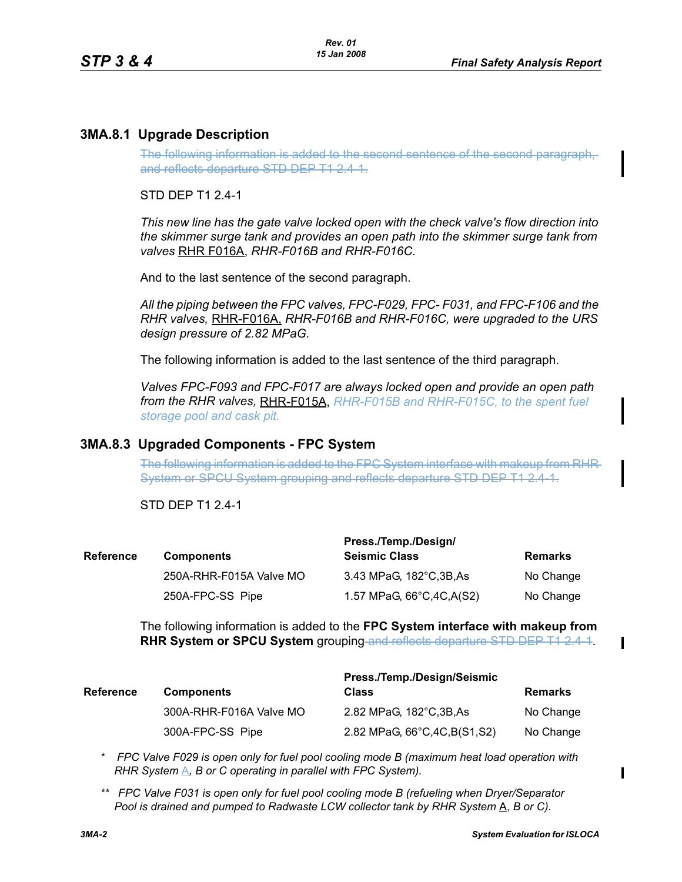### 3MA.8.1 Upgrade Description

~~The following information is added to the second sentence of the second paragraph, and reflects departure STD DEP T1 2.4-1.~~

STD DEP T1 2.4-1

*This new line has the gate valve locked open with the check valve's flow direction into the skimmer surge tank and provides an open path into the skimmer surge tank from valves* <u>RHR F016A</u>, *RHR-F016B and RHR-F016C.*

And to the last sentence of the second paragraph.

*All the piping between the FPC valves, FPC-F029, FPC- F031, and FPC-F106 and the RHR valves,* <u>RHR-F016A,</u> *RHR-F016B and RHR-F016C, were upgraded to the URS design pressure of 2.82 MPaG.*

The following information is added to the last sentence of the third paragraph.

*Valves FPC-F093 and FPC-F017 are always locked open and provide an open path from the RHR valves,* <u>RHR-F015A</u>, *RHR-F015B and RHR-F015C, to the spent fuel storage pool and cask pit.*

### 3MA.8.3 Upgraded Components - FPC System

~~The following information is added to the FPC System interface with makeup from RHR System or SPCU System grouping and reflects departure STD DEP T1 2.4-1.~~

STD DEP T1 2.4-1

| Reference | Components | Press./Temp./Design/ Seismic Class | Remarks |
|---|---|---|---|
| | 250A-RHR-F015A Valve MO | 3.43 MPaG, 182°C,3B,As | No Change |
| | 250A-FPC-SS Pipe | 1.57 MPaG, 66°C,4C,A(S2) | No Change |

The following information is added to the **FPC System interface with makeup from RHR System or SPCU System** grouping~~ and reflects departure STD DEP T1 2.4-1~~.

| Reference | Components | Press./Temp./Design/Seismic Class | Remarks |
|---|---|---|---|
| | 300A-RHR-F016A Valve MO | 2.82 MPaG, 182°C,3B,As | No Change |
| | 300A-FPC-SS Pipe | 2.82 MPaG, 66°C,4C,B(S1,S2) | No Change |

\* *FPC Valve F029 is open only for fuel pool cooling mode B (maximum heat load operation with RHR System* <u>A</u>*, B or C operating in parallel with FPC System).*

\*\* *FPC Valve F031 is open only for fuel pool cooling mode B (refueling when Dryer/Separator Pool is drained and pumped to Radwaste LCW collector tank by RHR System* <u>A</u>*, B or C).*